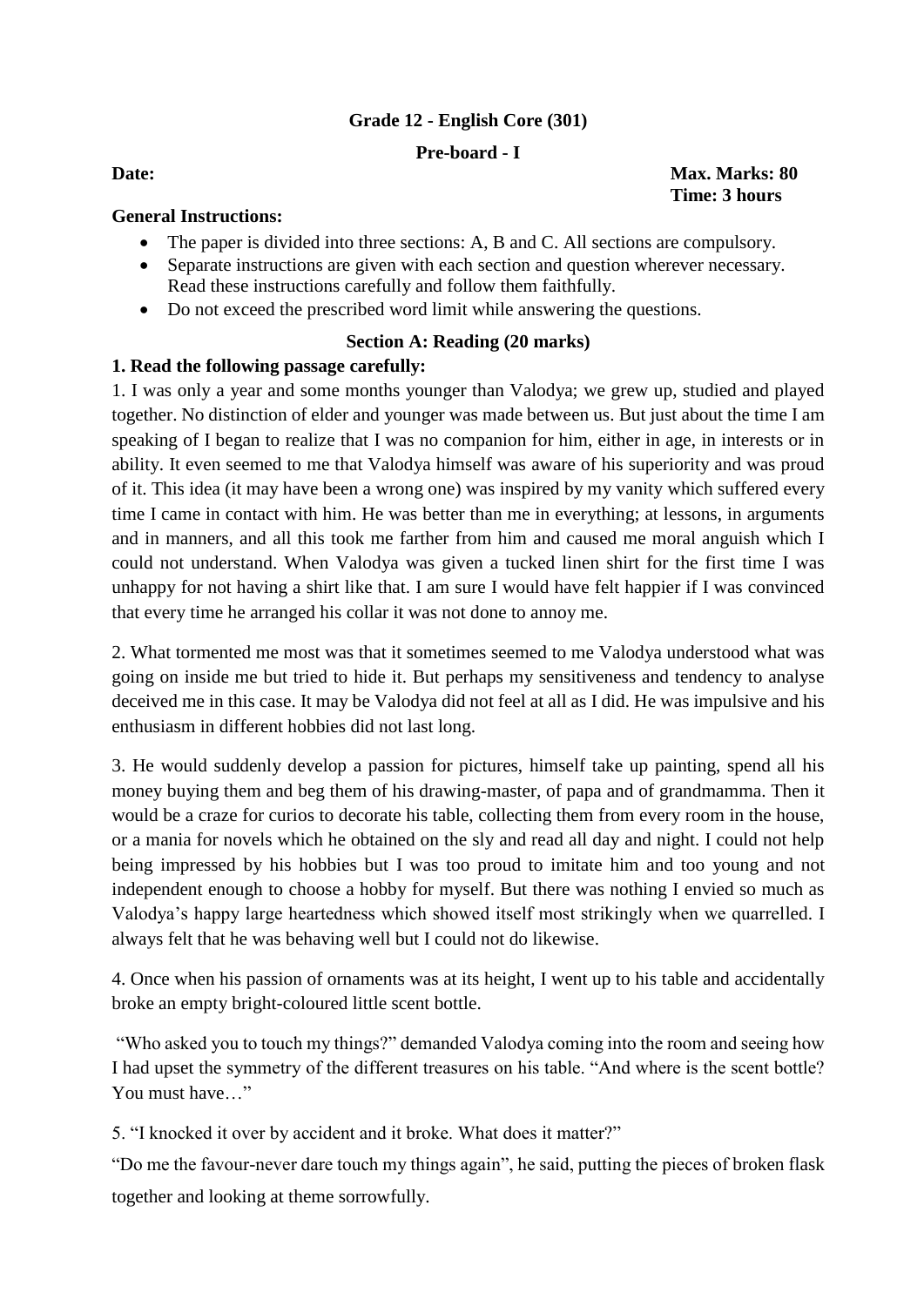**Grade 12 - English Core (301)**

**Pre-board - I**

**Date:** **Max. Marks: 80**
**Time: 3 hours**

**General Instructions:**

- The paper is divided into three sections: A, B and C. All sections are compulsory.
- Separate instructions are given with each section and question wherever necessary. Read these instructions carefully and follow them faithfully.
- Do not exceed the prescribed word limit while answering the questions.

**Section A: Reading (20 marks)**

**1. Read the following passage carefully:**

1. I was only a year and some months younger than Valodya; we grew up, studied and played together. No distinction of elder and younger was made between us. But just about the time I am speaking of I began to realize that I was no companion for him, either in age, in interests or in ability. It even seemed to me that Valodya himself was aware of his superiority and was proud of it. This idea (it may have been a wrong one) was inspired by my vanity which suffered every time I came in contact with him. He was better than me in everything; at lessons, in arguments and in manners, and all this took me farther from him and caused me moral anguish which I could not understand. When Valodya was given a tucked linen shirt for the first time I was unhappy for not having a shirt like that. I am sure I would have felt happier if I was convinced that every time he arranged his collar it was not done to annoy me.

2. What tormented me most was that it sometimes seemed to me Valodya understood what was going on inside me but tried to hide it. But perhaps my sensitiveness and tendency to analyse deceived me in this case. It may be Valodya did not feel at all as I did. He was impulsive and his enthusiasm in different hobbies did not last long.

3. He would suddenly develop a passion for pictures, himself take up painting, spend all his money buying them and beg them of his drawing-master, of papa and of grandmamma. Then it would be a craze for curios to decorate his table, collecting them from every room in the house, or a mania for novels which he obtained on the sly and read all day and night. I could not help being impressed by his hobbies but I was too proud to imitate him and too young and not independent enough to choose a hobby for myself. But there was nothing I envied so much as Valodya's happy large heartedness which showed itself most strikingly when we quarrelled. I always felt that he was behaving well but I could not do likewise.

4. Once when his passion of ornaments was at its height, I went up to his table and accidentally broke an empty bright-coloured little scent bottle.

"Who asked you to touch my things?" demanded Valodya coming into the room and seeing how I had upset the symmetry of the different treasures on his table. "And where is the scent bottle? You must have…"

5. "I knocked it over by accident and it broke. What does it matter?"

"Do me the favour-never dare touch my things again", he said, putting the pieces of broken flask together and looking at theme sorrowfully.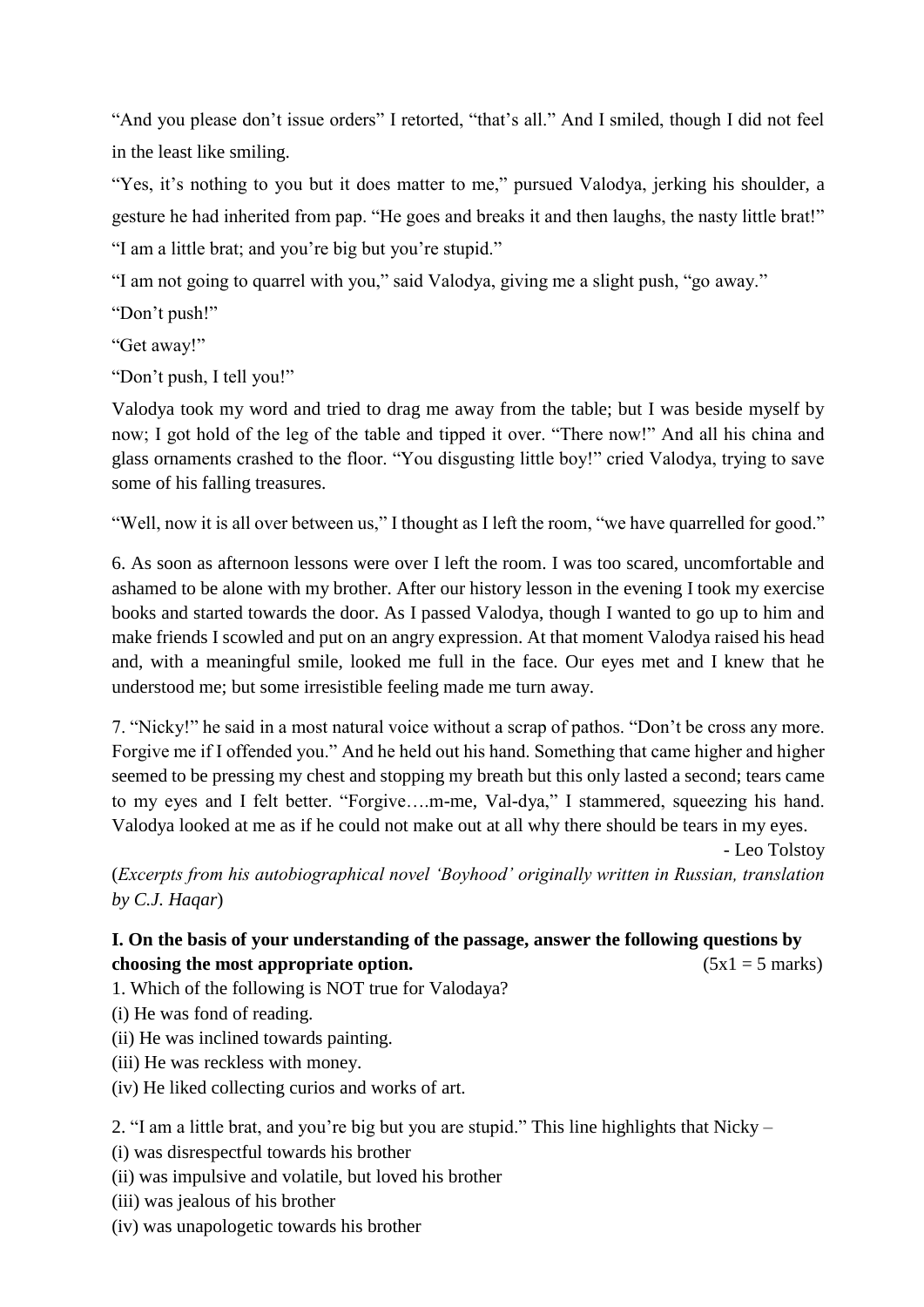"And you please don't issue orders" I retorted, "that's all." And I smiled, though I did not feel in the least like smiling.

"Yes, it's nothing to you but it does matter to me," pursued Valodya, jerking his shoulder, a gesture he had inherited from pap. "He goes and breaks it and then laughs, the nasty little brat!"

"I am a little brat; and you're big but you're stupid."

"I am not going to quarrel with you," said Valodya, giving me a slight push, "go away."

"Don't push!"

"Get away!"

"Don't push, I tell you!"

Valodya took my word and tried to drag me away from the table; but I was beside myself by now; I got hold of the leg of the table and tipped it over. "There now!" And all his china and glass ornaments crashed to the floor. "You disgusting little boy!" cried Valodya, trying to save some of his falling treasures.

"Well, now it is all over between us," I thought as I left the room, "we have quarrelled for good."

6. As soon as afternoon lessons were over I left the room. I was too scared, uncomfortable and ashamed to be alone with my brother. After our history lesson in the evening I took my exercise books and started towards the door. As I passed Valodya, though I wanted to go up to him and make friends I scowled and put on an angry expression. At that moment Valodya raised his head and, with a meaningful smile, looked me full in the face. Our eyes met and I knew that he understood me; but some irresistible feeling made me turn away.

7. "Nicky!" he said in a most natural voice without a scrap of pathos. "Don't be cross any more. Forgive me if I offended you." And he held out his hand. Something that came higher and higher seemed to be pressing my chest and stopping my breath but this only lasted a second; tears came to my eyes and I felt better. "Forgive….m-me, Val-dya," I stammered, squeezing his hand. Valodya looked at me as if he could not make out at all why there should be tears in my eyes.

- Leo Tolstoy

(*Excerpts from his autobiographical novel 'Boyhood' originally written in Russian, translation by C.J. Haqar*)

**I. On the basis of your understanding of the passage, answer the following questions by choosing the most appropriate option.** (5x1 = 5 marks)

1. Which of the following is NOT true for Valodaya?

(i) He was fond of reading.

(ii) He was inclined towards painting.

(iii) He was reckless with money.

(iv) He liked collecting curios and works of art.

2. "I am a little brat, and you're big but you are stupid." This line highlights that Nicky –

(i) was disrespectful towards his brother

(ii) was impulsive and volatile, but loved his brother

(iii) was jealous of his brother

(iv) was unapologetic towards his brother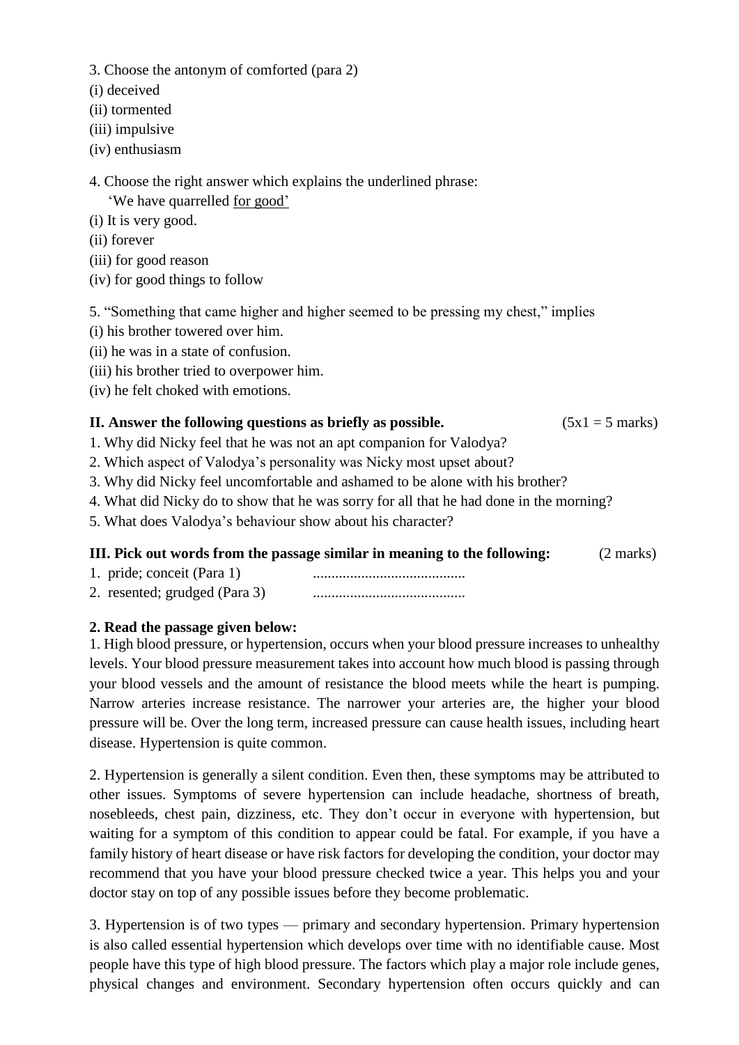3. Choose the antonym of comforted (para 2)
(i) deceived
(ii) tormented
(iii) impulsive
(iv) enthusiasm

4. Choose the right answer which explains the underlined phrase:
'We have quarrelled <u>for good</u>'
(i) It is very good.
(ii) forever
(iii) for good reason
(iv) for good things to follow

5. "Something that came higher and higher seemed to be pressing my chest," implies
(i) his brother towered over him.
(ii) he was in a state of confusion.
(iii) his brother tried to overpower him.
(iv) he felt choked with emotions.

**II. Answer the following questions as briefly as possible.** (5x1 = 5 marks)

1. Why did Nicky feel that he was not an apt companion for Valodya?
2. Which aspect of Valodya's personality was Nicky most upset about?
3. Why did Nicky feel uncomfortable and ashamed to be alone with his brother?
4. What did Nicky do to show that he was sorry for all that he had done in the morning?
5. What does Valodya's behaviour show about his character?

**III. Pick out words from the passage similar in meaning to the following:** (2 marks)

1. pride; conceit (Para 1) .........................................
2. resented; grudged (Para 3) .........................................

**2. Read the passage given below:**

1. High blood pressure, or hypertension, occurs when your blood pressure increases to unhealthy levels. Your blood pressure measurement takes into account how much blood is passing through your blood vessels and the amount of resistance the blood meets while the heart is pumping. Narrow arteries increase resistance. The narrower your arteries are, the higher your blood pressure will be. Over the long term, increased pressure can cause health issues, including heart disease. Hypertension is quite common.

2. Hypertension is generally a silent condition. Even then, these symptoms may be attributed to other issues. Symptoms of severe hypertension can include headache, shortness of breath, nosebleeds, chest pain, dizziness, etc. They don't occur in everyone with hypertension, but waiting for a symptom of this condition to appear could be fatal. For example, if you have a family history of heart disease or have risk factors for developing the condition, your doctor may recommend that you have your blood pressure checked twice a year. This helps you and your doctor stay on top of any possible issues before they become problematic.

3. Hypertension is of two types — primary and secondary hypertension. Primary hypertension is also called essential hypertension which develops over time with no identifiable cause. Most people have this type of high blood pressure. The factors which play a major role include genes, physical changes and environment. Secondary hypertension often occurs quickly and can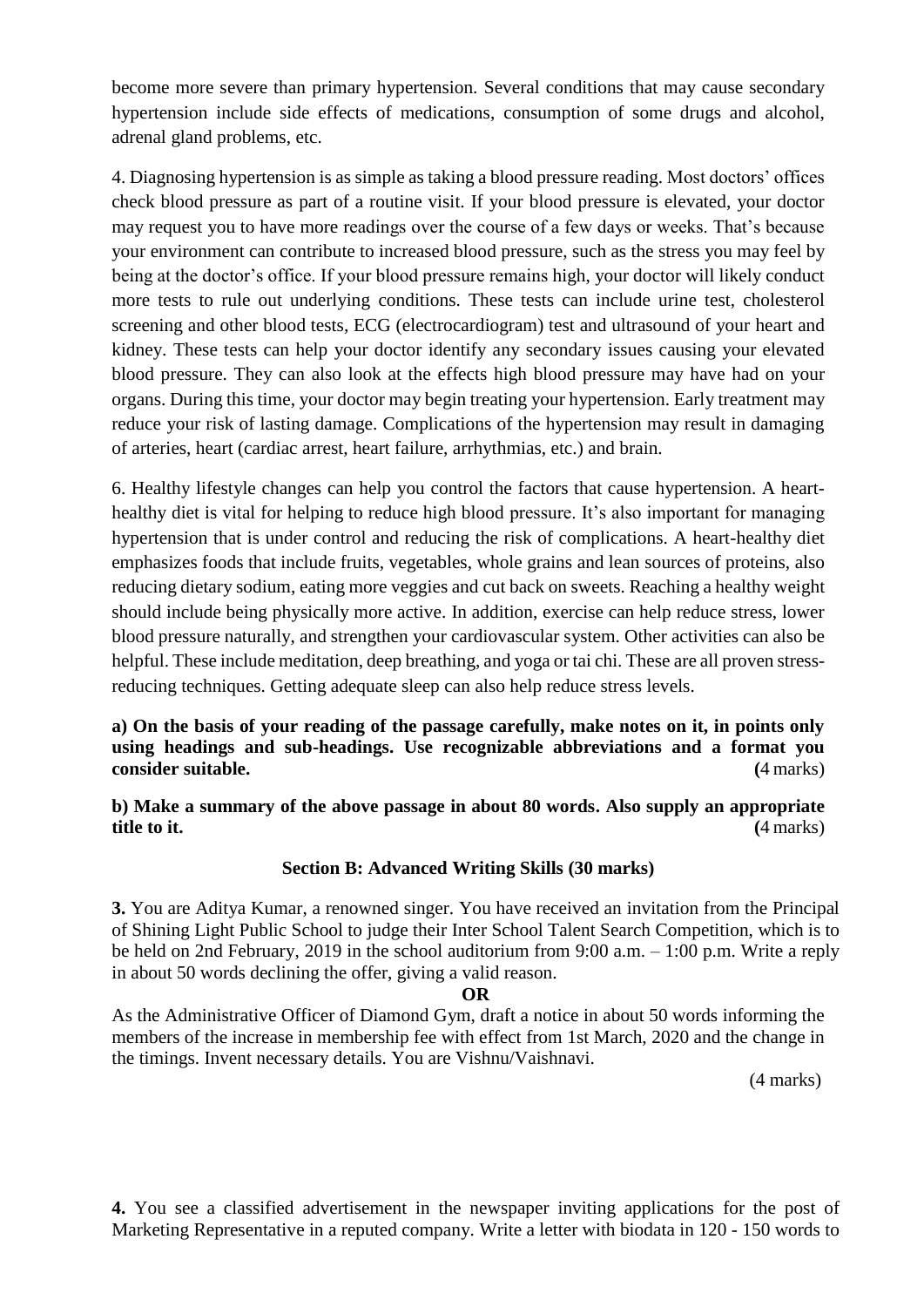become more severe than primary hypertension. Several conditions that may cause secondary hypertension include side effects of medications, consumption of some drugs and alcohol, adrenal gland problems, etc.

4. Diagnosing hypertension is as simple as taking a blood pressure reading. Most doctors' offices check blood pressure as part of a routine visit. If your blood pressure is elevated, your doctor may request you to have more readings over the course of a few days or weeks. That's because your environment can contribute to increased blood pressure, such as the stress you may feel by being at the doctor's office. If your blood pressure remains high, your doctor will likely conduct more tests to rule out underlying conditions. These tests can include urine test, cholesterol screening and other blood tests, ECG (electrocardiogram) test and ultrasound of your heart and kidney. These tests can help your doctor identify any secondary issues causing your elevated blood pressure. They can also look at the effects high blood pressure may have had on your organs. During this time, your doctor may begin treating your hypertension. Early treatment may reduce your risk of lasting damage. Complications of the hypertension may result in damaging of arteries, heart (cardiac arrest, heart failure, arrhythmias, etc.) and brain.

6. Healthy lifestyle changes can help you control the factors that cause hypertension. A heart-healthy diet is vital for helping to reduce high blood pressure. It's also important for managing hypertension that is under control and reducing the risk of complications. A heart-healthy diet emphasizes foods that include fruits, vegetables, whole grains and lean sources of proteins, also reducing dietary sodium, eating more veggies and cut back on sweets. Reaching a healthy weight should include being physically more active. In addition, exercise can help reduce stress, lower blood pressure naturally, and strengthen your cardiovascular system. Other activities can also be helpful. These include meditation, deep breathing, and yoga or tai chi. These are all proven stress-reducing techniques. Getting adequate sleep can also help reduce stress levels.

**a) On the basis of your reading of the passage carefully, make notes on it, in points only using headings and sub-headings. Use recognizable abbreviations and a format you consider suitable.** (4 marks)

**b) Make a summary of the above passage in about 80 words. Also supply an appropriate title to it.** (4 marks)

## Section B: Advanced Writing Skills (30 marks)

**3.** You are Aditya Kumar, a renowned singer. You have received an invitation from the Principal of Shining Light Public School to judge their Inter School Talent Search Competition, which is to be held on 2nd February, 2019 in the school auditorium from 9:00 a.m. – 1:00 p.m. Write a reply in about 50 words declining the offer, giving a valid reason.

**OR**

As the Administrative Officer of Diamond Gym, draft a notice in about 50 words informing the members of the increase in membership fee with effect from 1st March, 2020 and the change in the timings. Invent necessary details. You are Vishnu/Vaishnavi.

(4 marks)

**4.** You see a classified advertisement in the newspaper inviting applications for the post of Marketing Representative in a reputed company. Write a letter with biodata in 120 - 150 words to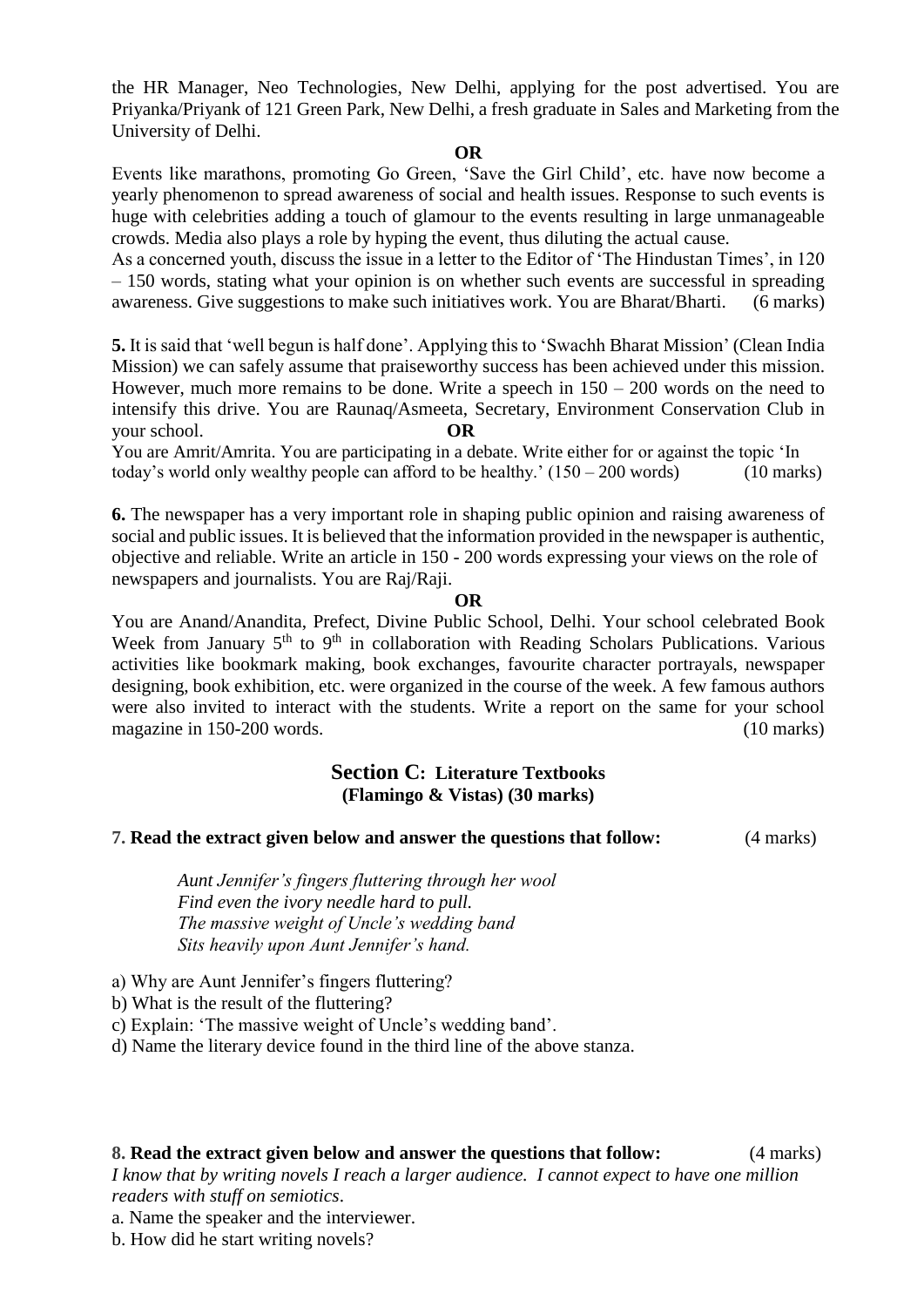the HR Manager, Neo Technologies, New Delhi, applying for the post advertised. You are Priyanka/Priyank of 121 Green Park, New Delhi, a fresh graduate in Sales and Marketing from the University of Delhi.

**OR**

Events like marathons, promoting Go Green, 'Save the Girl Child', etc. have now become a yearly phenomenon to spread awareness of social and health issues. Response to such events is huge with celebrities adding a touch of glamour to the events resulting in large unmanageable crowds. Media also plays a role by hyping the event, thus diluting the actual cause.
As a concerned youth, discuss the issue in a letter to the Editor of 'The Hindustan Times', in 120 – 150 words, stating what your opinion is on whether such events are successful in spreading awareness. Give suggestions to make such initiatives work. You are Bharat/Bharti. (6 marks)

**5.** It is said that 'well begun is half done'. Applying this to 'Swachh Bharat Mission' (Clean India Mission) we can safely assume that praiseworthy success has been achieved under this mission. However, much more remains to be done. Write a speech in 150 – 200 words on the need to intensify this drive. You are Raunaq/Asmeeta, Secretary, Environment Conservation Club in your school.

**OR**

You are Amrit/Amrita. You are participating in a debate. Write either for or against the topic 'In today's world only wealthy people can afford to be healthy.' (150 – 200 words) (10 marks)

**6.** The newspaper has a very important role in shaping public opinion and raising awareness of social and public issues. It is believed that the information provided in the newspaper is authentic, objective and reliable. Write an article in 150 - 200 words expressing your views on the role of newspapers and journalists. You are Raj/Raji.

**OR**

You are Anand/Anandita, Prefect, Divine Public School, Delhi. Your school celebrated Book Week from January 5th to 9th in collaboration with Reading Scholars Publications. Various activities like bookmark making, book exchanges, favourite character portrayals, newspaper designing, book exhibition, etc. were organized in the course of the week. A few famous authors were also invited to interact with the students. Write a report on the same for your school magazine in 150-200 words. (10 marks)

## Section C: Literature Textbooks (Flamingo & Vistas) (30 marks)

**7. Read the extract given below and answer the questions that follow:** (4 marks)

*Aunt Jennifer's fingers fluttering through her wool*
*Find even the ivory needle hard to pull.*
*The massive weight of Uncle's wedding band*
*Sits heavily upon Aunt Jennifer's hand.*

a) Why are Aunt Jennifer's fingers fluttering?
b) What is the result of the fluttering?
c) Explain: 'The massive weight of Uncle's wedding band'.
d) Name the literary device found in the third line of the above stanza.

**8. Read the extract given below and answer the questions that follow:** (4 marks)

*I know that by writing novels I reach a larger audience. I cannot expect to have one million readers with stuff on semiotics*.

a. Name the speaker and the interviewer.
b. How did he start writing novels?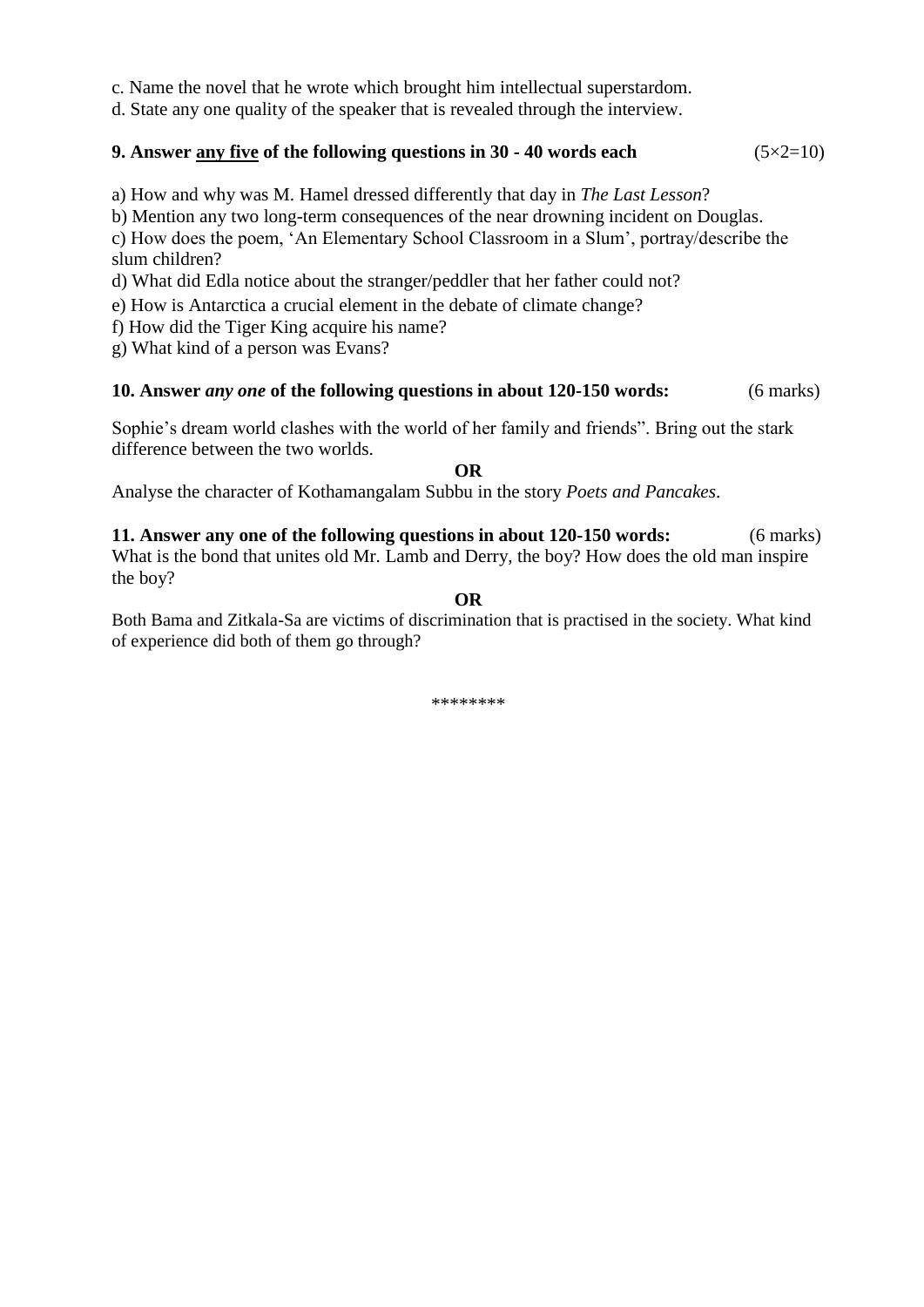c. Name the novel that he wrote which brought him intellectual superstardom.

d. State any one quality of the speaker that is revealed through the interview.

**9. Answer <u>any five</u> of the following questions in 30 - 40 words each** (5×2=10)

a) How and why was M. Hamel dressed differently that day in *The Last Lesson*?

b) Mention any two long-term consequences of the near drowning incident on Douglas.

c) How does the poem, 'An Elementary School Classroom in a Slum', portray/describe the slum children?

d) What did Edla notice about the stranger/peddler that her father could not?

e) How is Antarctica a crucial element in the debate of climate change?

f) How did the Tiger King acquire his name?

g) What kind of a person was Evans?

**10. Answer *any one* of the following questions in about 120-150 words:** (6 marks)

Sophie's dream world clashes with the world of her family and friends". Bring out the stark difference between the two worlds.

**OR**

Analyse the character of Kothamangalam Subbu in the story *Poets and Pancakes*.

**11. Answer any one of the following questions in about 120-150 words:** (6 marks)

What is the bond that unites old Mr. Lamb and Derry, the boy? How does the old man inspire the boy?

**OR**

Both Bama and Zitkala-Sa are victims of discrimination that is practised in the society. What kind of experience did both of them go through?

********